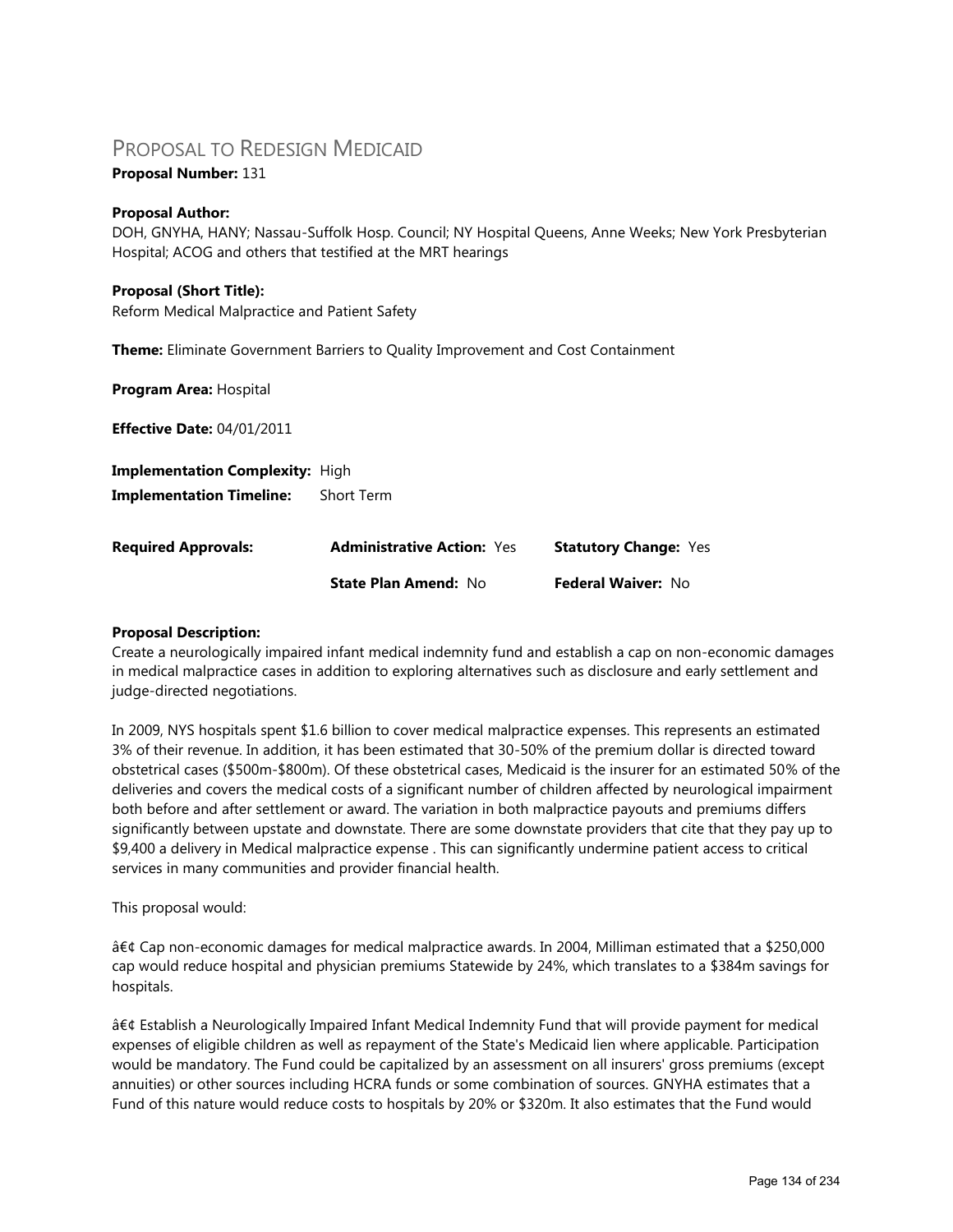# Proposal to Redesign Medicaid

**Proposal Number:** 131

**Proposal Author:**
DOH, GNYHA, HANY; Nassau-Suffolk Hosp. Council; NY Hospital Queens, Anne Weeks; New York Presbyterian Hospital; ACOG and others that testified at the MRT hearings

**Proposal (Short Title):**
Reform Medical Malpractice and Patient Safety

**Theme:** Eliminate Government Barriers to Quality Improvement and Cost Containment

**Program Area:** Hospital

**Effective Date:** 04/01/2011

**Implementation Complexity:** High
**Implementation Timeline:** Short Term

| **Required Approvals:** | **Administrative Action:** Yes | **Statutory Change:** Yes |
|---|---|---|
| | **State Plan Amend:** No | **Federal Waiver:** No |

**Proposal Description:**
Create a neurologically impaired infant medical indemnity fund and establish a cap on non-economic damages in medical malpractice cases in addition to exploring alternatives such as disclosure and early settlement and judge-directed negotiations.

In 2009, NYS hospitals spent $1.6 billion to cover medical malpractice expenses. This represents an estimated 3% of their revenue. In addition, it has been estimated that 30-50% of the premium dollar is directed toward obstetrical cases ($500m-$800m). Of these obstetrical cases, Medicaid is the insurer for an estimated 50% of the deliveries and covers the medical costs of a significant number of children affected by neurological impairment both before and after settlement or award. The variation in both malpractice payouts and premiums differs significantly between upstate and downstate. There are some downstate providers that cite that they pay up to $9,400 a delivery in Medical malpractice expense . This can significantly undermine patient access to critical services in many communities and provider financial health.

This proposal would:

â€¢ Cap non-economic damages for medical malpractice awards. In 2004, Milliman estimated that a $250,000 cap would reduce hospital and physician premiums Statewide by 24%, which translates to a $384m savings for hospitals.

â€¢ Establish a Neurologically Impaired Infant Medical Indemnity Fund that will provide payment for medical expenses of eligible children as well as repayment of the State's Medicaid lien where applicable. Participation would be mandatory. The Fund could be capitalized by an assessment on all insurers' gross premiums (except annuities) or other sources including HCRA funds or some combination of sources. GNYHA estimates that a Fund of this nature would reduce costs to hospitals by 20% or $320m. It also estimates that the Fund would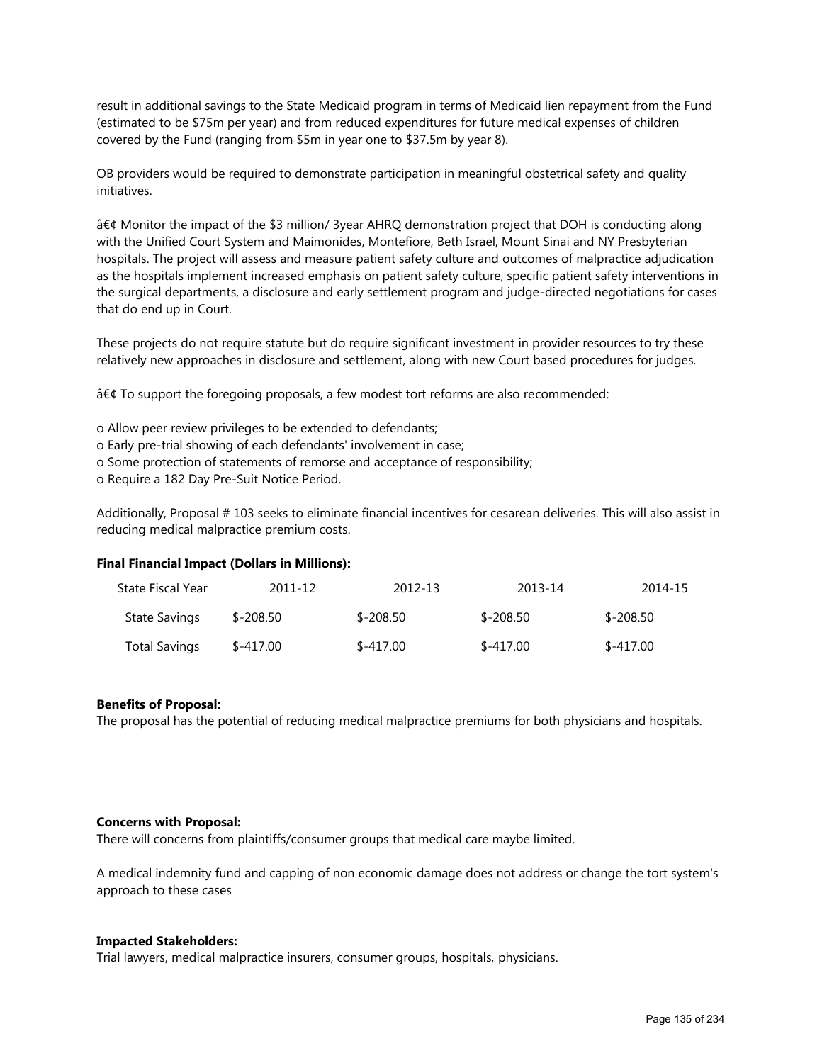result in additional savings to the State Medicaid program in terms of Medicaid lien repayment from the Fund (estimated to be $75m per year) and from reduced expenditures for future medical expenses of children covered by the Fund (ranging from $5m in year one to $37.5m by year 8).

OB providers would be required to demonstrate participation in meaningful obstetrical safety and quality initiatives.

â€¢ Monitor the impact of the $3 million/ 3year AHRQ demonstration project that DOH is conducting along with the Unified Court System and Maimonides, Montefiore, Beth Israel, Mount Sinai and NY Presbyterian hospitals. The project will assess and measure patient safety culture and outcomes of malpractice adjudication as the hospitals implement increased emphasis on patient safety culture, specific patient safety interventions in the surgical departments, a disclosure and early settlement program and judge-directed negotiations for cases that do end up in Court.

These projects do not require statute but do require significant investment in provider resources to try these relatively new approaches in disclosure and settlement, along with new Court based procedures for judges.

â€¢ To support the foregoing proposals, a few modest tort reforms are also recommended:

o Allow peer review privileges to be extended to defendants;
o Early pre-trial showing of each defendants' involvement in case;
o Some protection of statements of remorse and acceptance of responsibility;
o Require a 182 Day Pre-Suit Notice Period.

Additionally, Proposal # 103 seeks to eliminate financial incentives for cesarean deliveries. This will also assist in reducing medical malpractice premium costs.

**Final Financial Impact (Dollars in Millions):**

| State Fiscal Year | 2011-12 | 2012-13 | 2013-14 | 2014-15 |
|---|---|---|---|---|
| State Savings | $-208.50 | $-208.50 | $-208.50 | $-208.50 |
| Total Savings | $-417.00 | $-417.00 | $-417.00 | $-417.00 |

**Benefits of Proposal:**
The proposal has the potential of reducing medical malpractice premiums for both physicians and hospitals.

**Concerns with Proposal:**
There will concerns from plaintiffs/consumer groups that medical care maybe limited.

A medical indemnity fund and capping of non economic damage does not address or change the tort system's approach to these cases

**Impacted Stakeholders:**
Trial lawyers, medical malpractice insurers, consumer groups, hospitals, physicians.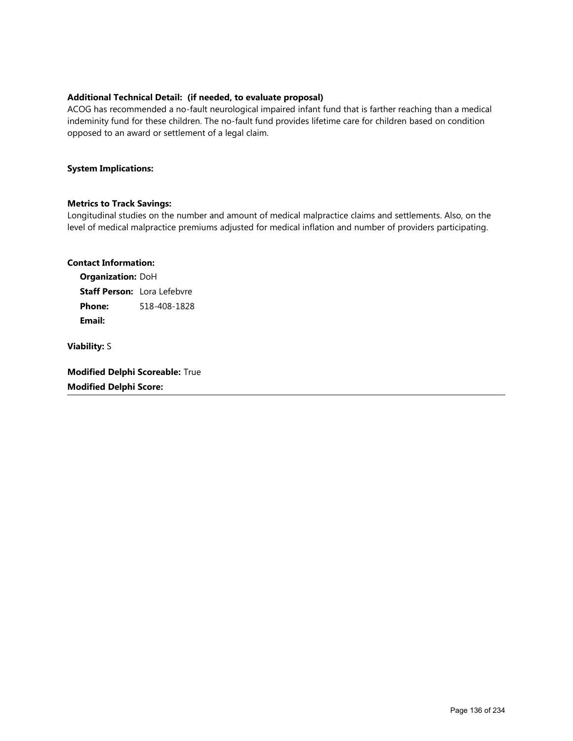**Additional Technical Detail: (if needed, to evaluate proposal)**
ACOG has recommended a no-fault neurological impaired infant fund that is farther reaching than a medical indeminity fund for these children. The no-fault fund provides lifetime care for children based on condition opposed to an award or settlement of a legal claim.

**System Implications:**

**Metrics to Track Savings:**
Longitudinal studies on the number and amount of medical malpractice claims and settlements. Also, on the level of medical malpractice premiums adjusted for medical inflation and number of providers participating.

**Contact Information:**

**Organization:** DoH
**Staff Person:** Lora Lefebvre
**Phone:** 518-408-1828
**Email:**

**Viability:** S

**Modified Delphi Scoreable:** True
**Modified Delphi Score:**